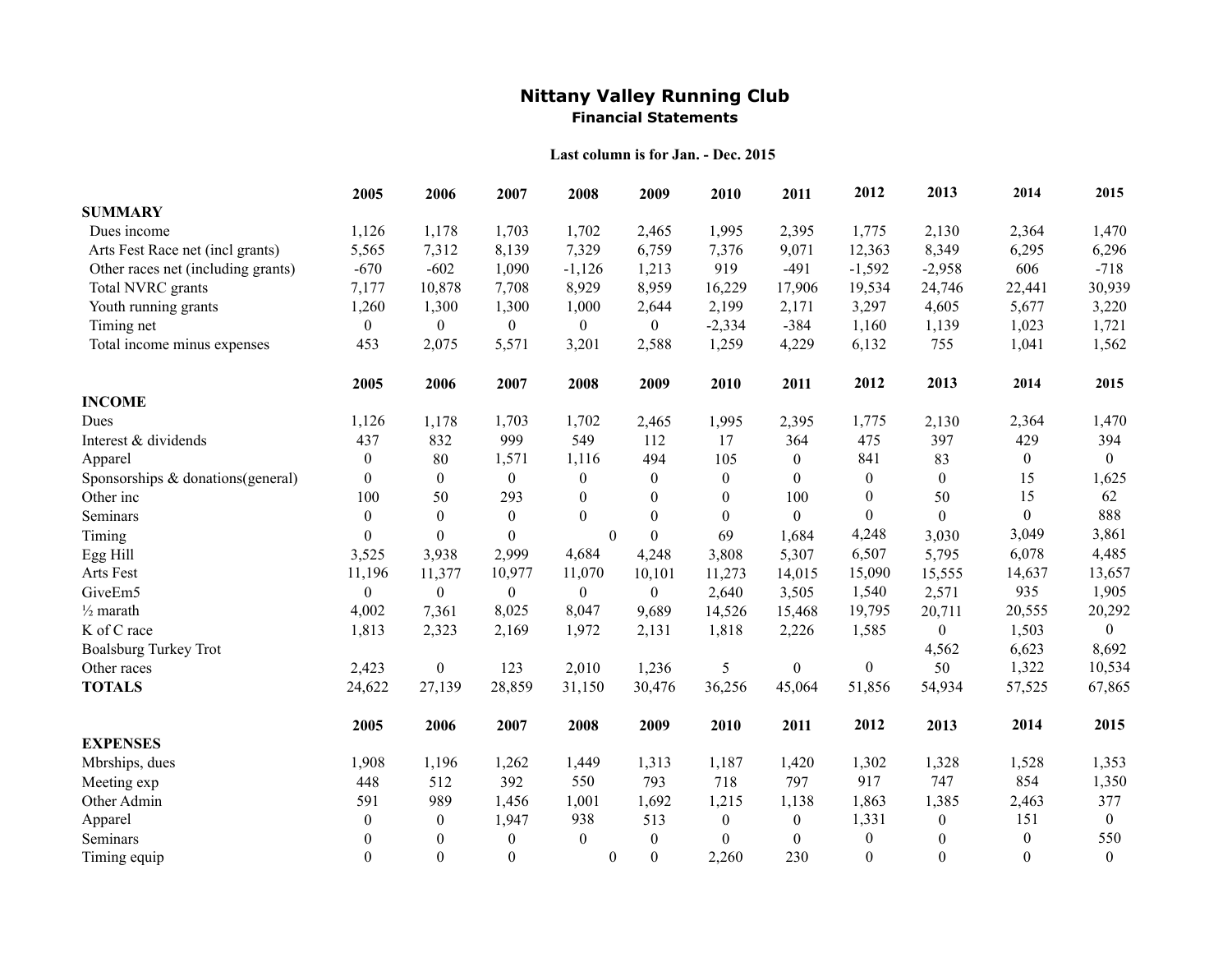# Nittany Valley Running Club

## Financial Statements

**Last column is for Jan. - Dec. 2015**

| | 2005 | 2006 | 2007 | 2008 | 2009 | 2010 | 2011 | 2012 | 2013 | 2014 | 2015 |
|---|---|---|---|---|---|---|---|---|---|---|---|
| **SUMMARY** | | | | | | | | | | | |
| Dues income | 1,126 | 1,178 | 1,703 | 1,702 | 2,465 | 1,995 | 2,395 | 1,775 | 2,130 | 2,364 | 1,470 |
| Arts Fest Race net (incl grants) | 5,565 | 7,312 | 8,139 | 7,329 | 6,759 | 7,376 | 9,071 | 12,363 | 8,349 | 6,295 | 6,296 |
| Other races net (including grants) | -670 | -602 | 1,090 | -1,126 | 1,213 | 919 | -491 | -1,592 | -2,958 | 606 | -718 |
| Total NVRC grants | 7,177 | 10,878 | 7,708 | 8,929 | 8,959 | 16,229 | 17,906 | 19,534 | 24,746 | 22,441 | 30,939 |
| Youth running grants | 1,260 | 1,300 | 1,300 | 1,000 | 2,644 | 2,199 | 2,171 | 3,297 | 4,605 | 5,677 | 3,220 |
| Timing net | 0 | 0 | 0 | 0 | 0 | -2,334 | -384 | 1,160 | 1,139 | 1,023 | 1,721 |
| Total income minus expenses | 453 | 2,075 | 5,571 | 3,201 | 2,588 | 1,259 | 4,229 | 6,132 | 755 | 1,041 | 1,562 |

| | 2005 | 2006 | 2007 | 2008 | 2009 | 2010 | 2011 | 2012 | 2013 | 2014 | 2015 |
|---|---|---|---|---|---|---|---|---|---|---|---|
| **INCOME** | | | | | | | | | | | |
| Dues | 1,126 | 1,178 | 1,703 | 1,702 | 2,465 | 1,995 | 2,395 | 1,775 | 2,130 | 2,364 | 1,470 |
| Interest & dividends | 437 | 832 | 999 | 549 | 112 | 17 | 364 | 475 | 397 | 429 | 394 |
| Apparel | 0 | 80 | 1,571 | 1,116 | 494 | 105 | 0 | 841 | 83 | 0 | 0 |
| Sponsorships & donations(general) | 0 | 0 | 0 | 0 | 0 | 0 | 0 | 0 | 0 | 15 | 1,625 |
| Other inc | 100 | 50 | 293 | 0 | 0 | 0 | 100 | 0 | 50 | 15 | 62 |
| Seminars | 0 | 0 | 0 | 0 | 0 | 0 | 0 | 0 | 0 | 0 | 888 |
| Timing | 0 | 0 | 0 | 0 | 0 | 69 | 1,684 | 4,248 | 3,030 | 3,049 | 3,861 |
| Egg Hill | 3,525 | 3,938 | 2,999 | 4,684 | 4,248 | 3,808 | 5,307 | 6,507 | 5,795 | 6,078 | 4,485 |
| Arts Fest | 11,196 | 11,377 | 10,977 | 11,070 | 10,101 | 11,273 | 14,015 | 15,090 | 15,555 | 14,637 | 13,657 |
| GiveEm5 | 0 | 0 | 0 | 0 | 0 | 2,640 | 3,505 | 1,540 | 2,571 | 935 | 1,905 |
| ½ marath | 4,002 | 7,361 | 8,025 | 8,047 | 9,689 | 14,526 | 15,468 | 19,795 | 20,711 | 20,555 | 20,292 |
| K of C race | 1,813 | 2,323 | 2,169 | 1,972 | 2,131 | 1,818 | 2,226 | 1,585 | 0 | 1,503 | 0 |
| Boalsburg Turkey Trot | | | | | | | | | 4,562 | 6,623 | 8,692 |
| Other races | 2,423 | 0 | 123 | 2,010 | 1,236 | 5 | 0 | 0 | 50 | 1,322 | 10,534 |
| **TOTALS** | 24,622 | 27,139 | 28,859 | 31,150 | 30,476 | 36,256 | 45,064 | 51,856 | 54,934 | 57,525 | 67,865 |

| | 2005 | 2006 | 2007 | 2008 | 2009 | 2010 | 2011 | 2012 | 2013 | 2014 | 2015 |
|---|---|---|---|---|---|---|---|---|---|---|---|
| **EXPENSES** | | | | | | | | | | | |
| Mbrships, dues | 1,908 | 1,196 | 1,262 | 1,449 | 1,313 | 1,187 | 1,420 | 1,302 | 1,328 | 1,528 | 1,353 |
| Meeting exp | 448 | 512 | 392 | 550 | 793 | 718 | 797 | 917 | 747 | 854 | 1,350 |
| Other Admin | 591 | 989 | 1,456 | 1,001 | 1,692 | 1,215 | 1,138 | 1,863 | 1,385 | 2,463 | 377 |
| Apparel | 0 | 0 | 1,947 | 938 | 513 | 0 | 0 | 1,331 | 0 | 151 | 0 |
| Seminars | 0 | 0 | 0 | 0 | 0 | 0 | 0 | 0 | 0 | 0 | 550 |
| Timing equip | 0 | 0 | 0 | 0 | 0 | 2,260 | 230 | 0 | 0 | 0 | 0 |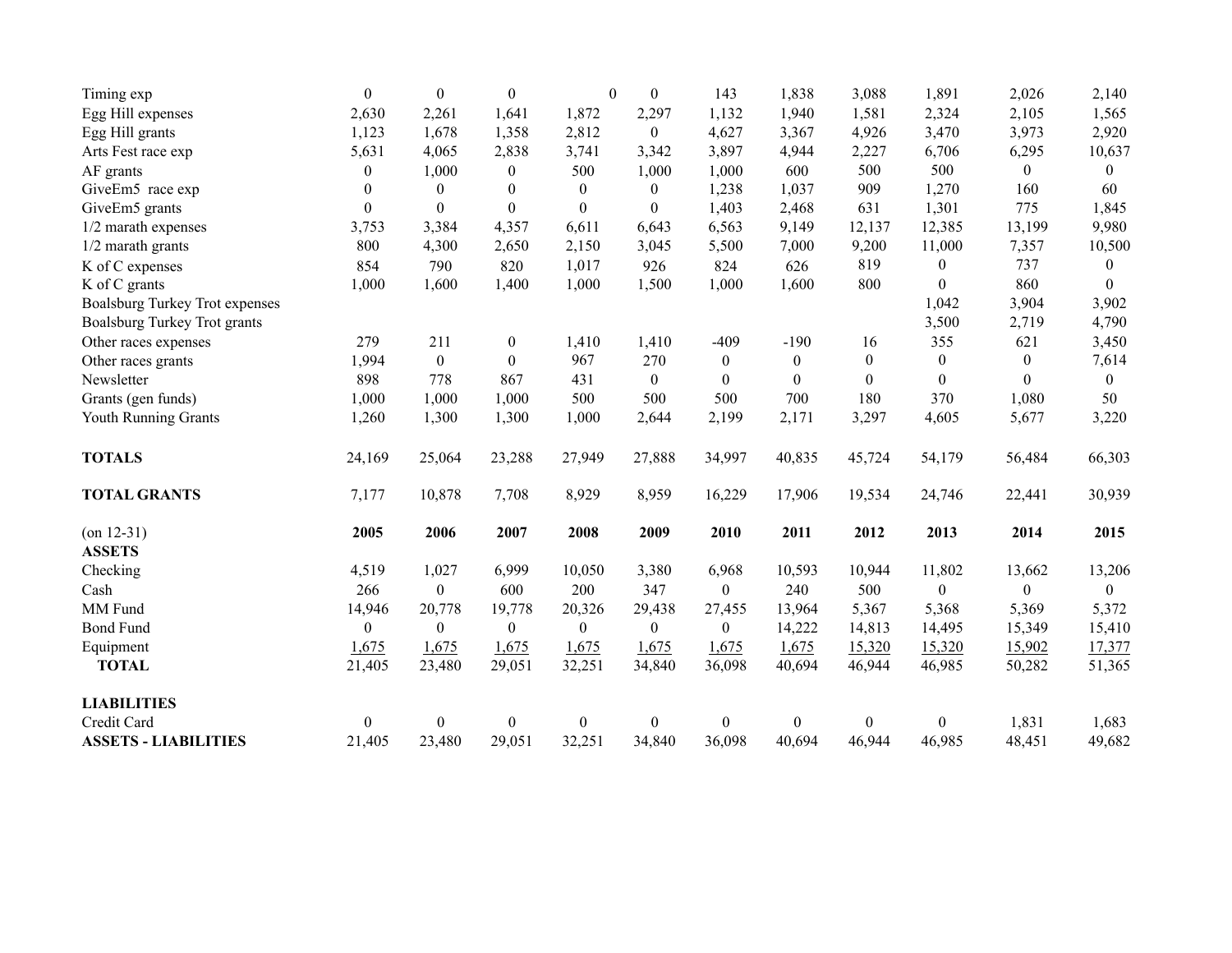| | | | | | | | | | | | |
|---|---|---|---|---|---|---|---|---|---|---|---|
| Timing exp | 0 | 0 | 0 | 0 | 0 | 143 | 1,838 | 3,088 | 1,891 | 2,026 | 2,140 |
| Egg Hill expenses | 2,630 | 2,261 | 1,641 | 1,872 | 2,297 | 1,132 | 1,940 | 1,581 | 2,324 | 2,105 | 1,565 |
| Egg Hill grants | 1,123 | 1,678 | 1,358 | 2,812 | 0 | 4,627 | 3,367 | 4,926 | 3,470 | 3,973 | 2,920 |
| Arts Fest race exp | 5,631 | 4,065 | 2,838 | 3,741 | 3,342 | 3,897 | 4,944 | 2,227 | 6,706 | 6,295 | 10,637 |
| AF grants | 0 | 1,000 | 0 | 500 | 1,000 | 1,000 | 600 | 500 | 500 | 0 | 0 |
| GiveEm5 race exp | 0 | 0 | 0 | 0 | 0 | 1,238 | 1,037 | 909 | 1,270 | 160 | 60 |
| GiveEm5 grants | 0 | 0 | 0 | 0 | 0 | 1,403 | 2,468 | 631 | 1,301 | 775 | 1,845 |
| 1/2 marath expenses | 3,753 | 3,384 | 4,357 | 6,611 | 6,643 | 6,563 | 9,149 | 12,137 | 12,385 | 13,199 | 9,980 |
| 1/2 marath grants | 800 | 4,300 | 2,650 | 2,150 | 3,045 | 5,500 | 7,000 | 9,200 | 11,000 | 7,357 | 10,500 |
| K of C expenses | 854 | 790 | 820 | 1,017 | 926 | 824 | 626 | 819 | 0 | 737 | 0 |
| K of C grants | 1,000 | 1,600 | 1,400 | 1,000 | 1,500 | 1,000 | 1,600 | 800 | 0 | 860 | 0 |
| Boalsburg Turkey Trot expenses | | | | | | | | | 1,042 | 3,904 | 3,902 |
| Boalsburg Turkey Trot grants | | | | | | | | | 3,500 | 2,719 | 4,790 |
| Other races expenses | 279 | 211 | 0 | 1,410 | 1,410 | -409 | -190 | 16 | 355 | 621 | 3,450 |
| Other races grants | 1,994 | 0 | 0 | 967 | 270 | 0 | 0 | 0 | 0 | 0 | 7,614 |
| Newsletter | 898 | 778 | 867 | 431 | 0 | 0 | 0 | 0 | 0 | 0 | 0 |
| Grants (gen funds) | 1,000 | 1,000 | 1,000 | 500 | 500 | 500 | 700 | 180 | 370 | 1,080 | 50 |
| Youth Running Grants | 1,260 | 1,300 | 1,300 | 1,000 | 2,644 | 2,199 | 2,171 | 3,297 | 4,605 | 5,677 | 3,220 |
| | | | | | | | | | | | |
| **TOTALS** | 24,169 | 25,064 | 23,288 | 27,949 | 27,888 | 34,997 | 40,835 | 45,724 | 54,179 | 56,484 | 66,303 |
| | | | | | | | | | | | |
| **TOTAL GRANTS** | 7,177 | 10,878 | 7,708 | 8,929 | 8,959 | 16,229 | 17,906 | 19,534 | 24,746 | 22,441 | 30,939 |

| (on 12-31) | **2005** | **2006** | **2007** | **2008** | **2009** | **2010** | **2011** | **2012** | **2013** | **2014** | **2015** |
|---|---|---|---|---|---|---|---|---|---|---|---|
| **ASSETS** | | | | | | | | | | | |
| Checking | 4,519 | 1,027 | 6,999 | 10,050 | 3,380 | 6,968 | 10,593 | 10,944 | 11,802 | 13,662 | 13,206 |
| Cash | 266 | 0 | 600 | 200 | 347 | 0 | 240 | 500 | 0 | 0 | 0 |
| MM Fund | 14,946 | 20,778 | 19,778 | 20,326 | 29,438 | 27,455 | 13,964 | 5,367 | 5,368 | 5,369 | 5,372 |
| Bond Fund | 0 | 0 | 0 | 0 | 0 | 0 | 14,222 | 14,813 | 14,495 | 15,349 | 15,410 |
| Equipment | 1,675 | 1,675 | 1,675 | 1,675 | 1,675 | 1,675 | 1,675 | 15,320 | 15,320 | 15,902 | 17,377 |
| **TOTAL** | 21,405 | 23,480 | 29,051 | 32,251 | 34,840 | 36,098 | 40,694 | 46,944 | 46,985 | 50,282 | 51,365 |
| | | | | | | | | | | | |
| **LIABILITIES** | | | | | | | | | | | |
| Credit Card | 0 | 0 | 0 | 0 | 0 | 0 | 0 | 0 | 0 | 1,831 | 1,683 |
| **ASSETS - LIABILITIES** | 21,405 | 23,480 | 29,051 | 32,251 | 34,840 | 36,098 | 40,694 | 46,944 | 46,985 | 48,451 | 49,682 |